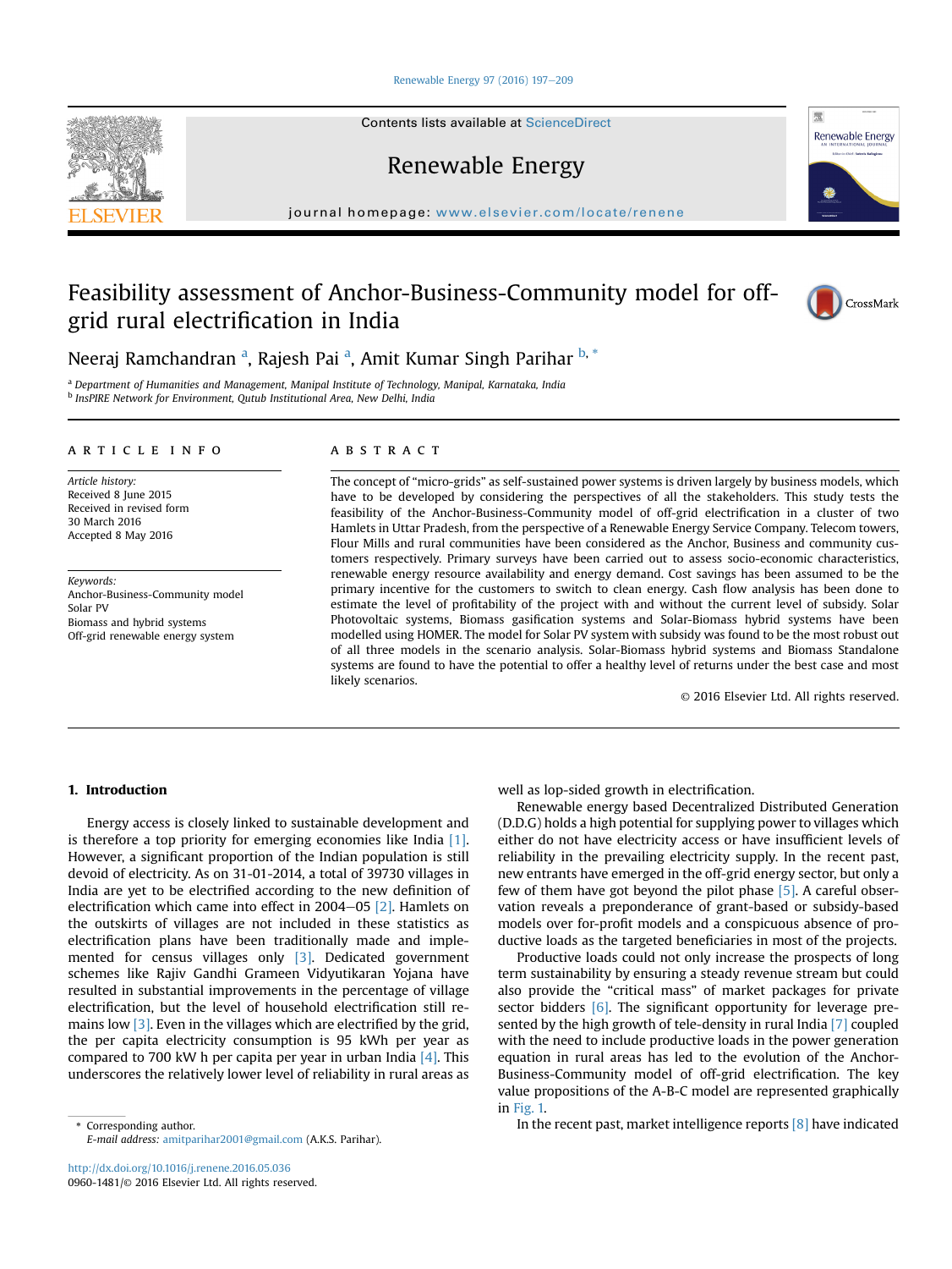# Feasibility assessment of Anchor-Business-Community model for off-grid rural electrification in India

Neeraj Ramchandran [a], Rajesh Pai [a], Amit Kumar Singh Parihar [b,*]

[a] Department of Humanities and Management, Manipal Institute of Technology, Manipal, Karnataka, India
[b] InsPIRE Network for Environment, Qutub Institutional Area, New Delhi, India

## ARTICLE INFO

*Article history:*
Received 8 June 2015
Received in revised form
30 March 2016
Accepted 8 May 2016

*Keywords:*
Anchor-Business-Community model
Solar PV
Biomass and hybrid systems
Off-grid renewable energy system

## ABSTRACT

The concept of "micro-grids" as self-sustained power systems is driven largely by business models, which have to be developed by considering the perspectives of all the stakeholders. This study tests the feasibility of the Anchor-Business-Community model of off-grid electrification in a cluster of two Hamlets in Uttar Pradesh, from the perspective of a Renewable Energy Service Company. Telecom towers, Flour Mills and rural communities have been considered as the Anchor, Business and community customers respectively. Primary surveys have been carried out to assess socio-economic characteristics, renewable energy resource availability and energy demand. Cost savings has been assumed to be the primary incentive for the customers to switch to clean energy. Cash flow analysis has been done to estimate the level of profitability of the project with and without the current level of subsidy. Solar Photovoltaic systems, Biomass gasification systems and Solar-Biomass hybrid systems have been modelled using HOMER. The model for Solar PV system with subsidy was found to be the most robust out of all three models in the scenario analysis. Solar-Biomass hybrid systems and Biomass Standalone systems are found to have the potential to offer a healthy level of returns under the best case and most likely scenarios.

© 2016 Elsevier Ltd. All rights reserved.

## 1. Introduction

Energy access is closely linked to sustainable development and is therefore a top priority for emerging economies like India [1]. However, a significant proportion of the Indian population is still devoid of electricity. As on 31-01-2014, a total of 39730 villages in India are yet to be electrified according to the new definition of electrification which came into effect in 2004–05 [2]. Hamlets on the outskirts of villages are not included in these statistics as electrification plans have been traditionally made and implemented for census villages only [3]. Dedicated government schemes like Rajiv Gandhi Grameen Vidyutikaran Yojana have resulted in substantial improvements in the percentage of village electrification, but the level of household electrification still remains low [3]. Even in the villages which are electrified by the grid, the per capita electricity consumption is 95 kWh per year as compared to 700 kW h per capita per year in urban India [4]. This underscores the relatively lower level of reliability in rural areas as well as lop-sided growth in electrification.

Renewable energy based Decentralized Distributed Generation (D.D.G) holds a high potential for supplying power to villages which either do not have electricity access or have insufficient levels of reliability in the prevailing electricity supply. In the recent past, new entrants have emerged in the off-grid energy sector, but only a few of them have got beyond the pilot phase [5]. A careful observation reveals a preponderance of grant-based or subsidy-based models over for-profit models and a conspicuous absence of productive loads as the targeted beneficiaries in most of the projects.

Productive loads could not only increase the prospects of long term sustainability by ensuring a steady revenue stream but could also provide the "critical mass" of market packages for private sector bidders [6]. The significant opportunity for leverage presented by the high growth of tele-density in rural India [7] coupled with the need to include productive loads in the power generation equation in rural areas has led to the evolution of the Anchor-Business-Community model of off-grid electrification. The key value propositions of the A-B-C model are represented graphically in Fig. 1.

In the recent past, market intelligence reports [8] have indicated

* Corresponding author.
*E-mail address:* amitparihar2001@gmail.com (A.K.S. Parihar).

http://dx.doi.org/10.1016/j.renene.2016.05.036
0960-1481/© 2016 Elsevier Ltd. All rights reserved.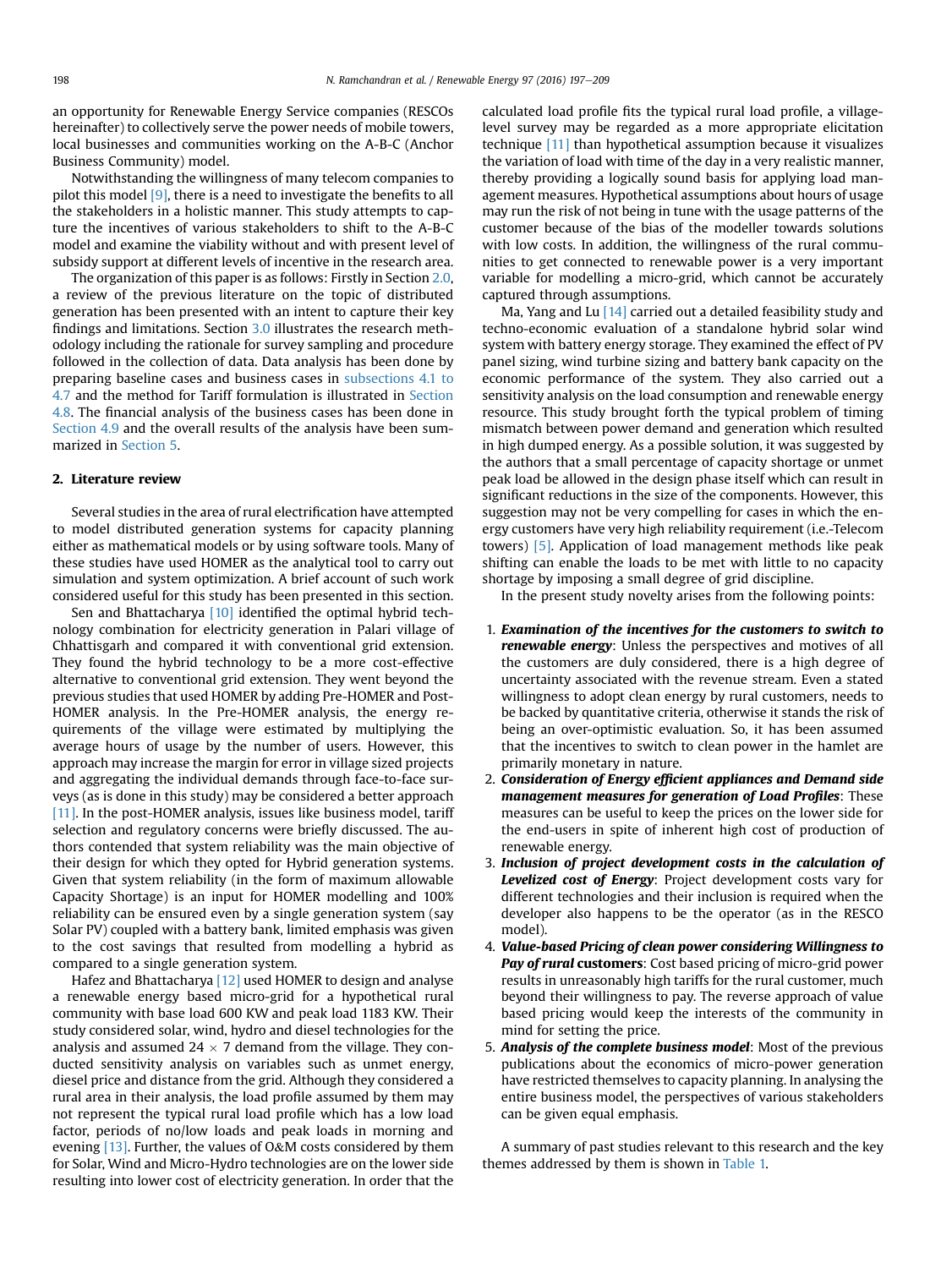an opportunity for Renewable Energy Service companies (RESCOs hereinafter) to collectively serve the power needs of mobile towers, local businesses and communities working on the A-B-C (Anchor Business Community) model.

Notwithstanding the willingness of many telecom companies to pilot this model [9], there is a need to investigate the benefits to all the stakeholders in a holistic manner. This study attempts to capture the incentives of various stakeholders to shift to the A-B-C model and examine the viability without and with present level of subsidy support at different levels of incentive in the research area.

The organization of this paper is as follows: Firstly in Section 2.0, a review of the previous literature on the topic of distributed generation has been presented with an intent to capture their key findings and limitations. Section 3.0 illustrates the research methodology including the rationale for survey sampling and procedure followed in the collection of data. Data analysis has been done by preparing baseline cases and business cases in subsections 4.1 to 4.7 and the method for Tariff formulation is illustrated in Section 4.8. The financial analysis of the business cases has been done in Section 4.9 and the overall results of the analysis have been summarized in Section 5.

## 2. Literature review

Several studies in the area of rural electrification have attempted to model distributed generation systems for capacity planning either as mathematical models or by using software tools. Many of these studies have used HOMER as the analytical tool to carry out simulation and system optimization. A brief account of such work considered useful for this study has been presented in this section.

Sen and Bhattacharya [10] identified the optimal hybrid technology combination for electricity generation in Palari village of Chhattisgarh and compared it with conventional grid extension. They found the hybrid technology to be a more cost-effective alternative to conventional grid extension. They went beyond the previous studies that used HOMER by adding Pre-HOMER and Post-HOMER analysis. In the Pre-HOMER analysis, the energy requirements of the village were estimated by multiplying the average hours of usage by the number of users. However, this approach may increase the margin for error in village sized projects and aggregating the individual demands through face-to-face surveys (as is done in this study) may be considered a better approach [11]. In the post-HOMER analysis, issues like business model, tariff selection and regulatory concerns were briefly discussed. The authors contended that system reliability was the main objective of their design for which they opted for Hybrid generation systems. Given that system reliability (in the form of maximum allowable Capacity Shortage) is an input for HOMER modelling and 100% reliability can be ensured even by a single generation system (say Solar PV) coupled with a battery bank, limited emphasis was given to the cost savings that resulted from modelling a hybrid as compared to a single generation system.

Hafez and Bhattacharya [12] used HOMER to design and analyse a renewable energy based micro-grid for a hypothetical rural community with base load 600 KW and peak load 1183 KW. Their study considered solar, wind, hydro and diesel technologies for the analysis and assumed $24 \times 7$ demand from the village. They conducted sensitivity analysis on variables such as unmet energy, diesel price and distance from the grid. Although they considered a rural area in their analysis, the load profile assumed by them may not represent the typical rural load profile which has a low load factor, periods of no/low loads and peak loads in morning and evening [13]. Further, the values of O&M costs considered by them for Solar, Wind and Micro-Hydro technologies are on the lower side resulting into lower cost of electricity generation. In order that the calculated load profile fits the typical rural load profile, a village-level survey may be regarded as a more appropriate elicitation technique [11] than hypothetical assumption because it visualizes the variation of load with time of the day in a very realistic manner, thereby providing a logically sound basis for applying load management measures. Hypothetical assumptions about hours of usage may run the risk of not being in tune with the usage patterns of the customer because of the bias of the modeller towards solutions with low costs. In addition, the willingness of the rural communities to get connected to renewable power is a very important variable for modelling a micro-grid, which cannot be accurately captured through assumptions.

Ma, Yang and Lu [14] carried out a detailed feasibility study and techno-economic evaluation of a standalone hybrid solar wind system with battery energy storage. They examined the effect of PV panel sizing, wind turbine sizing and battery bank capacity on the economic performance of the system. They also carried out a sensitivity analysis on the load consumption and renewable energy resource. This study brought forth the typical problem of timing mismatch between power demand and generation which resulted in high dumped energy. As a possible solution, it was suggested by the authors that a small percentage of capacity shortage or unmet peak load be allowed in the design phase itself which can result in significant reductions in the size of the components. However, this suggestion may not be very compelling for cases in which the energy customers have very high reliability requirement (i.e.-Telecom towers) [5]. Application of load management methods like peak shifting can enable the loads to be met with little to no capacity shortage by imposing a small degree of grid discipline.

In the present study novelty arises from the following points:

1. ***Examination of the incentives for the customers to switch to renewable energy***: Unless the perspectives and motives of all the customers are duly considered, there is a high degree of uncertainty associated with the revenue stream. Even a stated willingness to adopt clean energy by rural customers, needs to be backed by quantitative criteria, otherwise it stands the risk of being an over-optimistic evaluation. So, it has been assumed that the incentives to switch to clean power in the hamlet are primarily monetary in nature.
2. ***Consideration of Energy efficient appliances and Demand side management measures for generation of Load Profiles***: These measures can be useful to keep the prices on the lower side for the end-users in spite of inherent high cost of production of renewable energy.
3. ***Inclusion of project development costs in the calculation of Levelized cost of Energy***: Project development costs vary for different technologies and their inclusion is required when the developer also happens to be the operator (as in the RESCO model).
4. ***Value-based Pricing of clean power considering Willingness to Pay of rural* customers**: Cost based pricing of micro-grid power results in unreasonably high tariffs for the rural customer, much beyond their willingness to pay. The reverse approach of value based pricing would keep the interests of the community in mind for setting the price.
5. ***Analysis of the complete business model***: Most of the previous publications about the economics of micro-power generation have restricted themselves to capacity planning. In analysing the entire business model, the perspectives of various stakeholders can be given equal emphasis.

A summary of past studies relevant to this research and the key themes addressed by them is shown in Table 1.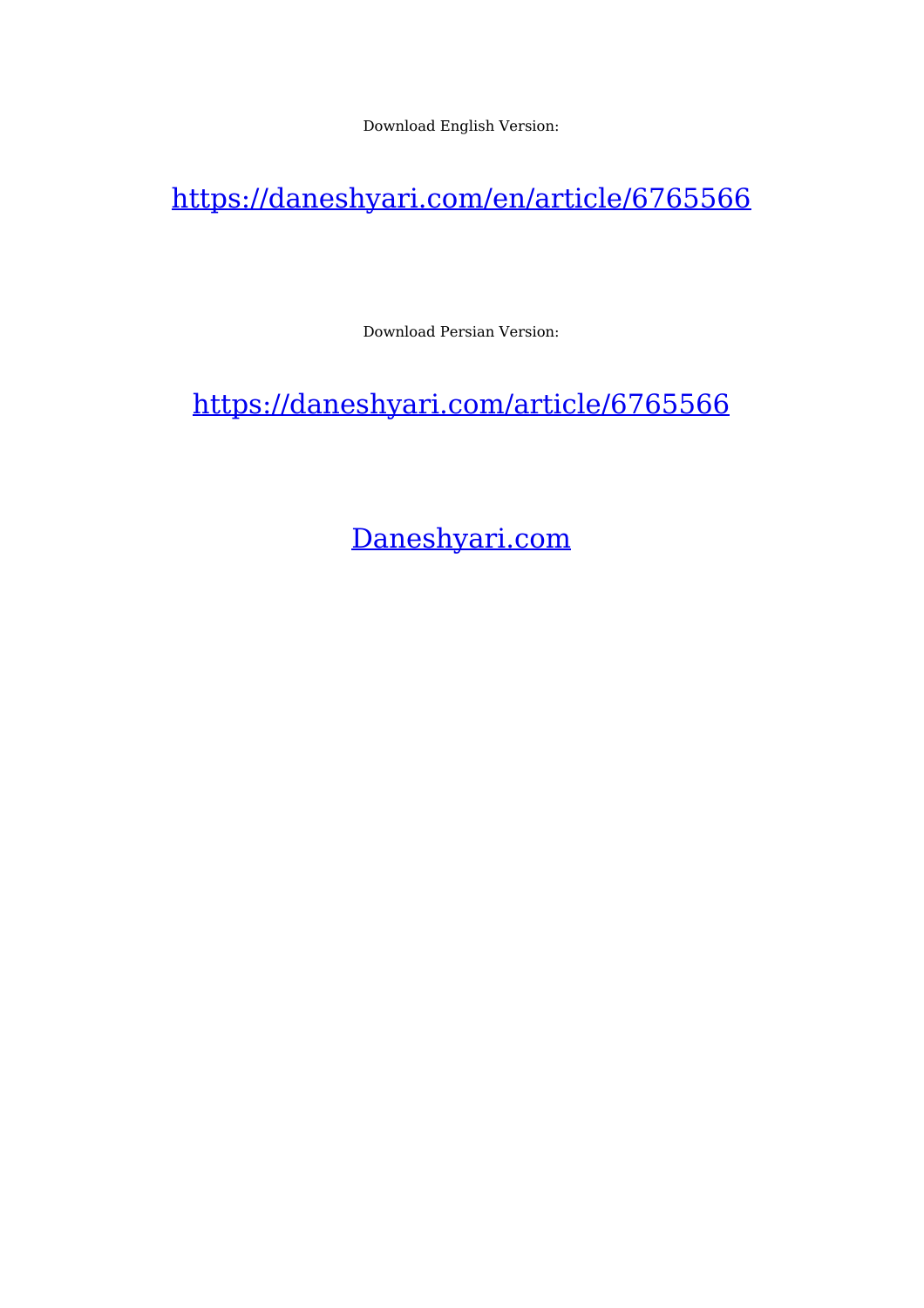Download English Version:

https://daneshyari.com/en/article/6765566

Download Persian Version:

https://daneshyari.com/article/6765566

Daneshyari.com